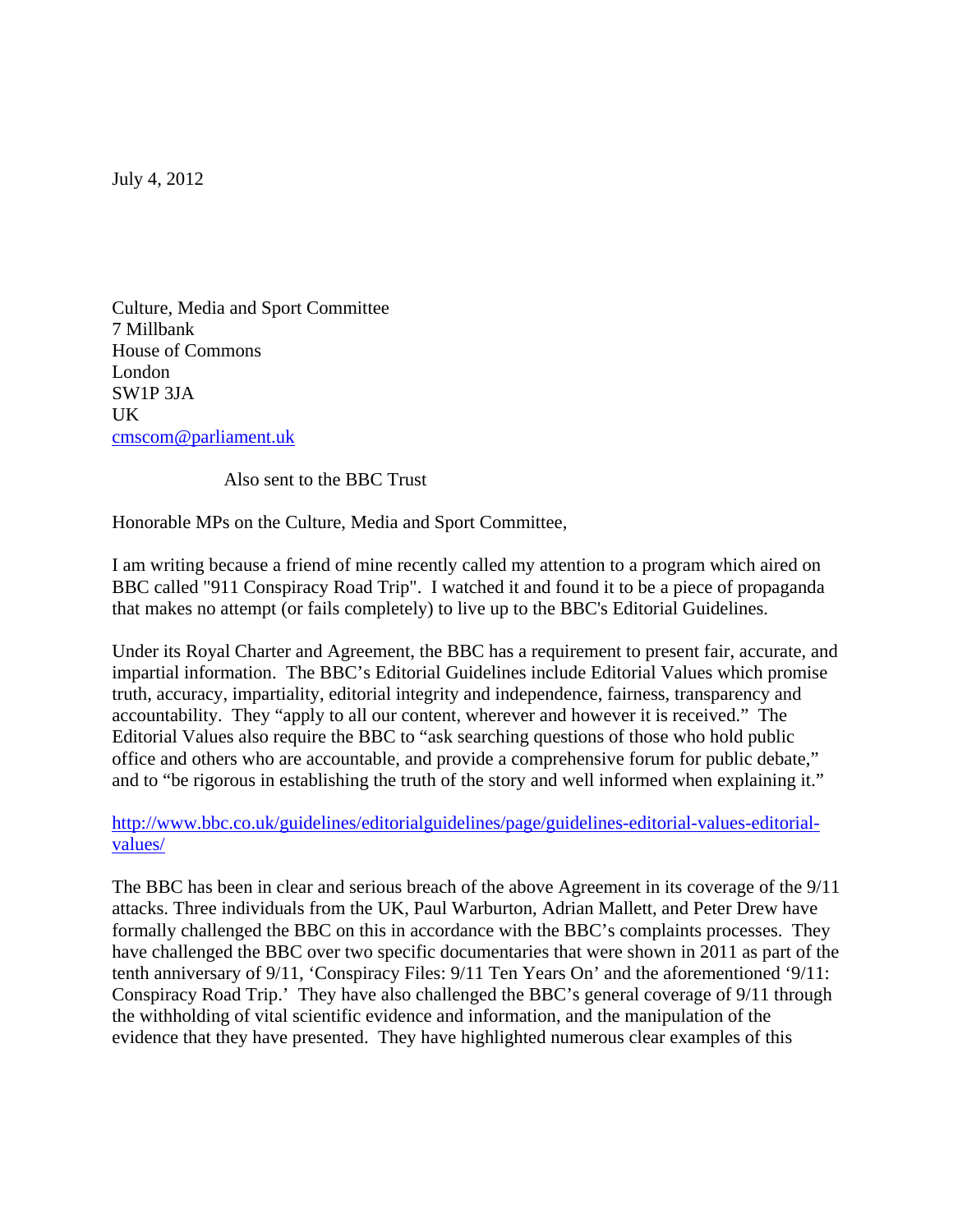July 4, 2012

Culture, Media and Sport Committee
7 Millbank
House of Commons
London
SW1P 3JA
UK
cmscom@parliament.uk

Also sent to the BBC Trust

Honorable MPs on the Culture, Media and Sport Committee,

I am writing because a friend of mine recently called my attention to a program which aired on BBC called "911 Conspiracy Road Trip". I watched it and found it to be a piece of propaganda that makes no attempt (or fails completely) to live up to the BBC's Editorial Guidelines.

Under its Royal Charter and Agreement, the BBC has a requirement to present fair, accurate, and impartial information. The BBC's Editorial Guidelines include Editorial Values which promise truth, accuracy, impartiality, editorial integrity and independence, fairness, transparency and accountability. They "apply to all our content, wherever and however it is received." The Editorial Values also require the BBC to "ask searching questions of those who hold public office and others who are accountable, and provide a comprehensive forum for public debate," and to "be rigorous in establishing the truth of the story and well informed when explaining it."

http://www.bbc.co.uk/guidelines/editorialguidelines/page/guidelines-editorial-values-editorial-values/

The BBC has been in clear and serious breach of the above Agreement in its coverage of the 9/11 attacks. Three individuals from the UK, Paul Warburton, Adrian Mallett, and Peter Drew have formally challenged the BBC on this in accordance with the BBC's complaints processes. They have challenged the BBC over two specific documentaries that were shown in 2011 as part of the tenth anniversary of 9/11, 'Conspiracy Files: 9/11 Ten Years On' and the aforementioned '9/11: Conspiracy Road Trip.' They have also challenged the BBC's general coverage of 9/11 through the withholding of vital scientific evidence and information, and the manipulation of the evidence that they have presented. They have highlighted numerous clear examples of this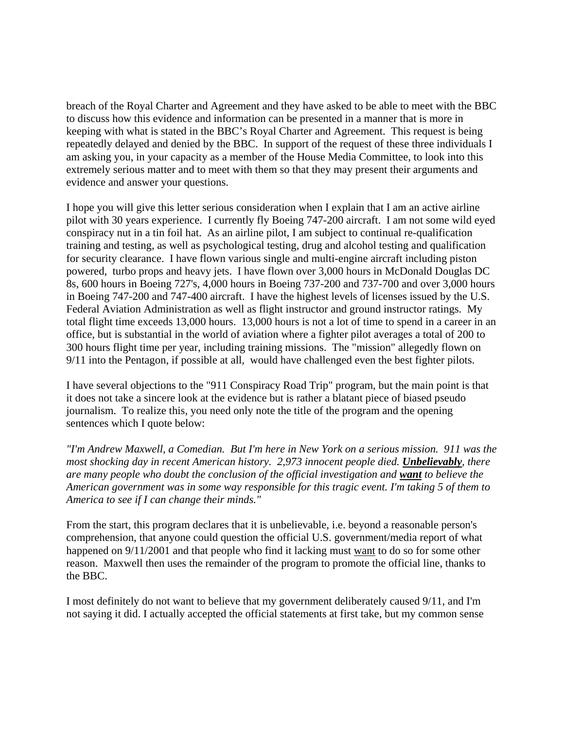breach of the Royal Charter and Agreement and they have asked to be able to meet with the BBC to discuss how this evidence and information can be presented in a manner that is more in keeping with what is stated in the BBC's Royal Charter and Agreement. This request is being repeatedly delayed and denied by the BBC. In support of the request of these three individuals I am asking you, in your capacity as a member of the House Media Committee, to look into this extremely serious matter and to meet with them so that they may present their arguments and evidence and answer your questions.

I hope you will give this letter serious consideration when I explain that I am an active airline pilot with 30 years experience. I currently fly Boeing 747-200 aircraft. I am not some wild eyed conspiracy nut in a tin foil hat. As an airline pilot, I am subject to continual re-qualification training and testing, as well as psychological testing, drug and alcohol testing and qualification for security clearance. I have flown various single and multi-engine aircraft including piston powered, turbo props and heavy jets. I have flown over 3,000 hours in McDonald Douglas DC 8s, 600 hours in Boeing 727's, 4,000 hours in Boeing 737-200 and 737-700 and over 3,000 hours in Boeing 747-200 and 747-400 aircraft. I have the highest levels of licenses issued by the U.S. Federal Aviation Administration as well as flight instructor and ground instructor ratings. My total flight time exceeds 13,000 hours. 13,000 hours is not a lot of time to spend in a career in an office, but is substantial in the world of aviation where a fighter pilot averages a total of 200 to 300 hours flight time per year, including training missions. The "mission" allegedly flown on 9/11 into the Pentagon, if possible at all, would have challenged even the best fighter pilots.

I have several objections to the "911 Conspiracy Road Trip" program, but the main point is that it does not take a sincere look at the evidence but is rather a blatant piece of biased pseudo journalism. To realize this, you need only note the title of the program and the opening sentences which I quote below:

*"I'm Andrew Maxwell, a Comedian. But I'm here in New York on a serious mission. 911 was the most shocking day in recent American history. 2,973 innocent people died.* ***Unbelievably****, there are many people who doubt the conclusion of the official investigation and* ***want*** *to believe the American government was in some way responsible for this tragic event. I'm taking 5 of them to America to see if I can change their minds."*

From the start, this program declares that it is unbelievable, i.e. beyond a reasonable person's comprehension, that anyone could question the official U.S. government/media report of what happened on 9/11/2001 and that people who find it lacking must want to do so for some other reason. Maxwell then uses the remainder of the program to promote the official line, thanks to the BBC.

I most definitely do not want to believe that my government deliberately caused 9/11, and I'm not saying it did. I actually accepted the official statements at first take, but my common sense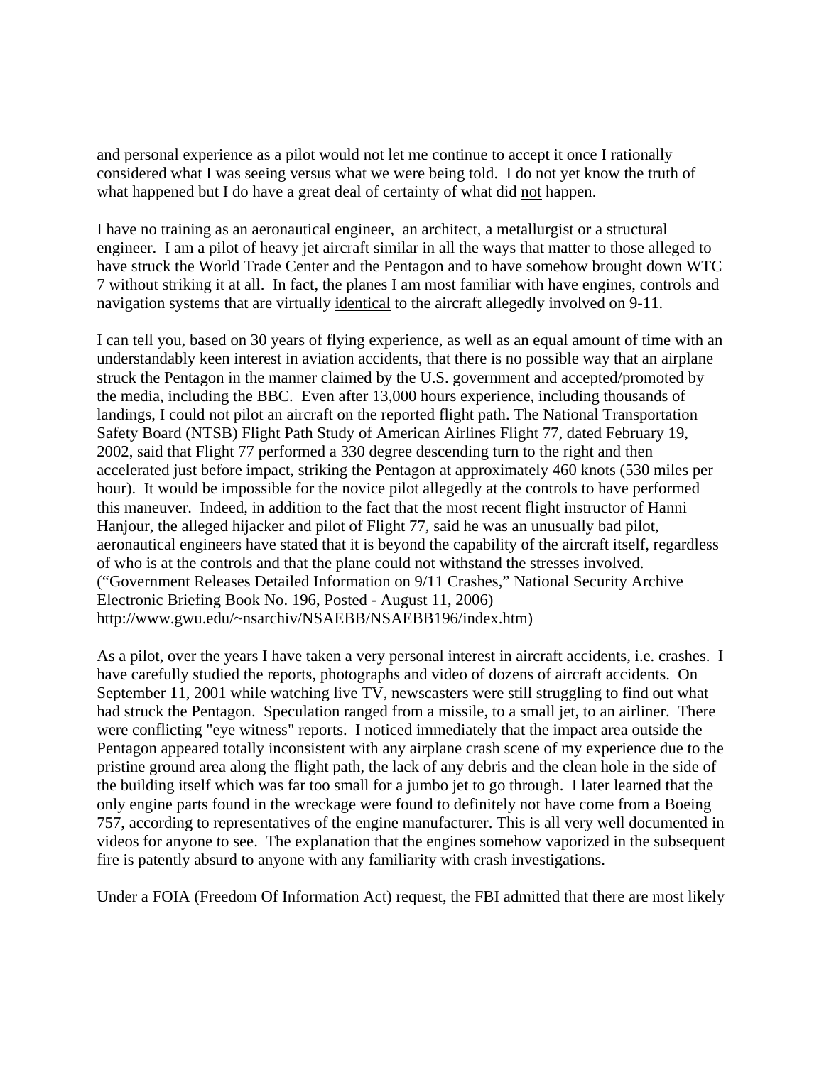and personal experience as a pilot would not let me continue to accept it once I rationally considered what I was seeing versus what we were being told. I do not yet know the truth of what happened but I do have a great deal of certainty of what did <u>not</u> happen.

I have no training as an aeronautical engineer, an architect, a metallurgist or a structural engineer. I am a pilot of heavy jet aircraft similar in all the ways that matter to those alleged to have struck the World Trade Center and the Pentagon and to have somehow brought down WTC 7 without striking it at all. In fact, the planes I am most familiar with have engines, controls and navigation systems that are virtually <u>identical</u> to the aircraft allegedly involved on 9-11.

I can tell you, based on 30 years of flying experience, as well as an equal amount of time with an understandably keen interest in aviation accidents, that there is no possible way that an airplane struck the Pentagon in the manner claimed by the U.S. government and accepted/promoted by the media, including the BBC. Even after 13,000 hours experience, including thousands of landings, I could not pilot an aircraft on the reported flight path. The National Transportation Safety Board (NTSB) Flight Path Study of American Airlines Flight 77, dated February 19, 2002, said that Flight 77 performed a 330 degree descending turn to the right and then accelerated just before impact, striking the Pentagon at approximately 460 knots (530 miles per hour). It would be impossible for the novice pilot allegedly at the controls to have performed this maneuver. Indeed, in addition to the fact that the most recent flight instructor of Hanni Hanjour, the alleged hijacker and pilot of Flight 77, said he was an unusually bad pilot, aeronautical engineers have stated that it is beyond the capability of the aircraft itself, regardless of who is at the controls and that the plane could not withstand the stresses involved. ("Government Releases Detailed Information on 9/11 Crashes," National Security Archive Electronic Briefing Book No. 196, Posted - August 11, 2006) http://www.gwu.edu/~nsarchiv/NSAEBB/NSAEBB196/index.htm)

As a pilot, over the years I have taken a very personal interest in aircraft accidents, i.e. crashes. I have carefully studied the reports, photographs and video of dozens of aircraft accidents. On September 11, 2001 while watching live TV, newscasters were still struggling to find out what had struck the Pentagon. Speculation ranged from a missile, to a small jet, to an airliner. There were conflicting "eye witness" reports. I noticed immediately that the impact area outside the Pentagon appeared totally inconsistent with any airplane crash scene of my experience due to the pristine ground area along the flight path, the lack of any debris and the clean hole in the side of the building itself which was far too small for a jumbo jet to go through. I later learned that the only engine parts found in the wreckage were found to definitely not have come from a Boeing 757, according to representatives of the engine manufacturer. This is all very well documented in videos for anyone to see. The explanation that the engines somehow vaporized in the subsequent fire is patently absurd to anyone with any familiarity with crash investigations.

Under a FOIA (Freedom Of Information Act) request, the FBI admitted that there are most likely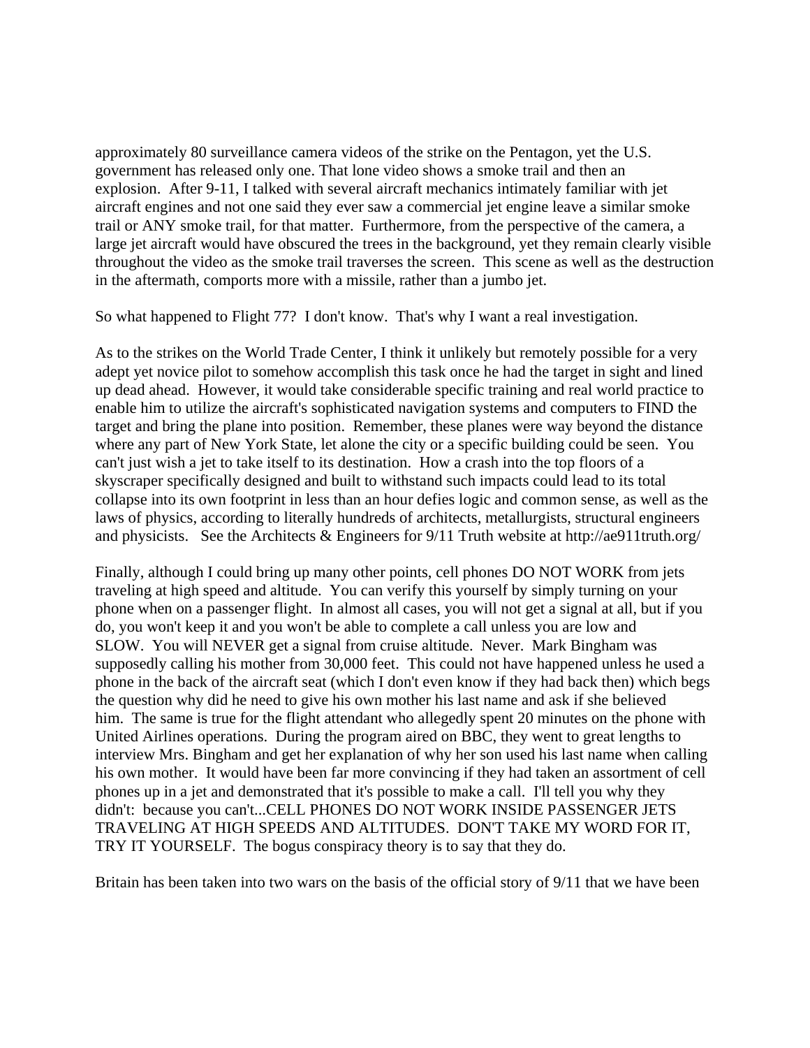approximately 80 surveillance camera videos of the strike on the Pentagon, yet the U.S. government has released only one. That lone video shows a smoke trail and then an explosion. After 9-11, I talked with several aircraft mechanics intimately familiar with jet aircraft engines and not one said they ever saw a commercial jet engine leave a similar smoke trail or ANY smoke trail, for that matter. Furthermore, from the perspective of the camera, a large jet aircraft would have obscured the trees in the background, yet they remain clearly visible throughout the video as the smoke trail traverses the screen. This scene as well as the destruction in the aftermath, comports more with a missile, rather than a jumbo jet.

So what happened to Flight 77? I don't know. That's why I want a real investigation.

As to the strikes on the World Trade Center, I think it unlikely but remotely possible for a very adept yet novice pilot to somehow accomplish this task once he had the target in sight and lined up dead ahead. However, it would take considerable specific training and real world practice to enable him to utilize the aircraft's sophisticated navigation systems and computers to FIND the target and bring the plane into position. Remember, these planes were way beyond the distance where any part of New York State, let alone the city or a specific building could be seen. You can't just wish a jet to take itself to its destination. How a crash into the top floors of a skyscraper specifically designed and built to withstand such impacts could lead to its total collapse into its own footprint in less than an hour defies logic and common sense, as well as the laws of physics, according to literally hundreds of architects, metallurgists, structural engineers and physicists. See the Architects & Engineers for 9/11 Truth website at http://ae911truth.org/

Finally, although I could bring up many other points, cell phones DO NOT WORK from jets traveling at high speed and altitude. You can verify this yourself by simply turning on your phone when on a passenger flight. In almost all cases, you will not get a signal at all, but if you do, you won't keep it and you won't be able to complete a call unless you are low and SLOW. You will NEVER get a signal from cruise altitude. Never. Mark Bingham was supposedly calling his mother from 30,000 feet. This could not have happened unless he used a phone in the back of the aircraft seat (which I don't even know if they had back then) which begs the question why did he need to give his own mother his last name and ask if she believed him. The same is true for the flight attendant who allegedly spent 20 minutes on the phone with United Airlines operations. During the program aired on BBC, they went to great lengths to interview Mrs. Bingham and get her explanation of why her son used his last name when calling his own mother. It would have been far more convincing if they had taken an assortment of cell phones up in a jet and demonstrated that it's possible to make a call. I'll tell you why they didn't: because you can't...CELL PHONES DO NOT WORK INSIDE PASSENGER JETS TRAVELING AT HIGH SPEEDS AND ALTITUDES. DON'T TAKE MY WORD FOR IT, TRY IT YOURSELF. The bogus conspiracy theory is to say that they do.

Britain has been taken into two wars on the basis of the official story of 9/11 that we have been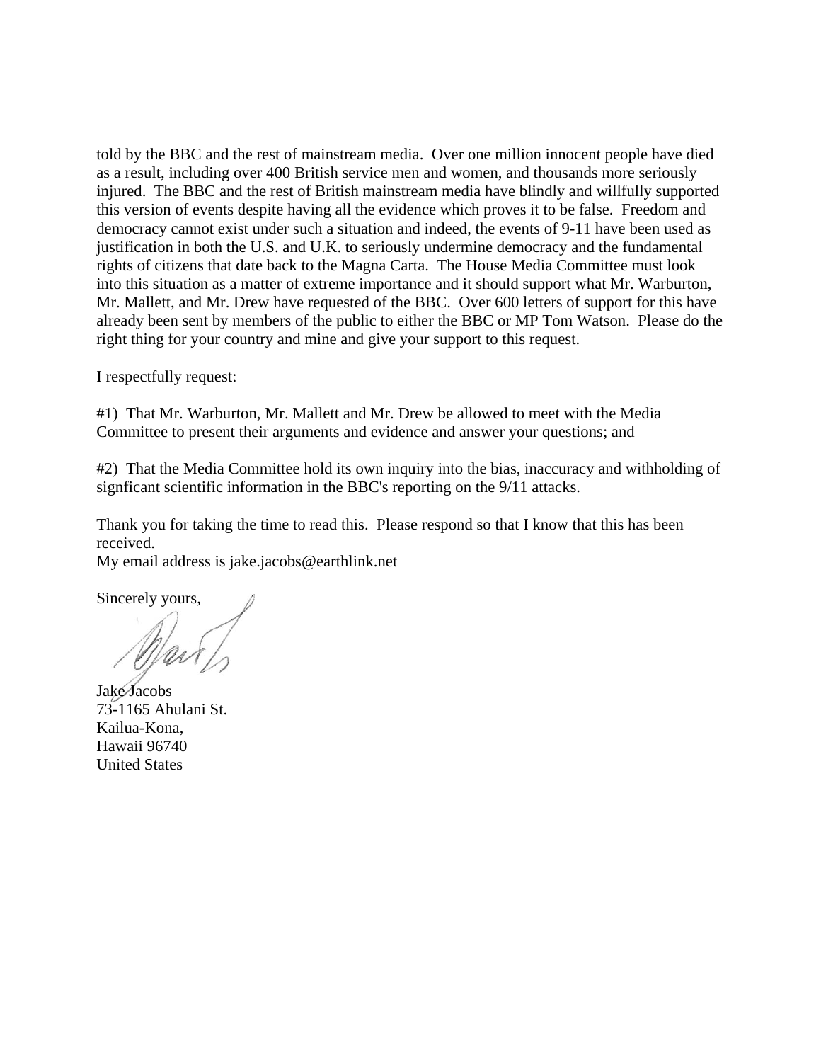told by the BBC and the rest of mainstream media. Over one million innocent people have died as a result, including over 400 British service men and women, and thousands more seriously injured. The BBC and the rest of British mainstream media have blindly and willfully supported this version of events despite having all the evidence which proves it to be false. Freedom and democracy cannot exist under such a situation and indeed, the events of 9-11 have been used as justification in both the U.S. and U.K. to seriously undermine democracy and the fundamental rights of citizens that date back to the Magna Carta. The House Media Committee must look into this situation as a matter of extreme importance and it should support what Mr. Warburton, Mr. Mallett, and Mr. Drew have requested of the BBC. Over 600 letters of support for this have already been sent by members of the public to either the BBC or MP Tom Watson. Please do the right thing for your country and mine and give your support to this request.

I respectfully request:

#1) That Mr. Warburton, Mr. Mallett and Mr. Drew be allowed to meet with the Media Committee to present their arguments and evidence and answer your questions; and

#2) That the Media Committee hold its own inquiry into the bias, inaccuracy and withholding of signficant scientific information in the BBC's reporting on the 9/11 attacks.

Thank you for taking the time to read this. Please respond so that I know that this has been received.
My email address is jake.jacobs@earthlink.net

Sincerely yours,

Jake Jacobs
73-1165 Ahulani St.
Kailua-Kona,
Hawaii 96740
United States